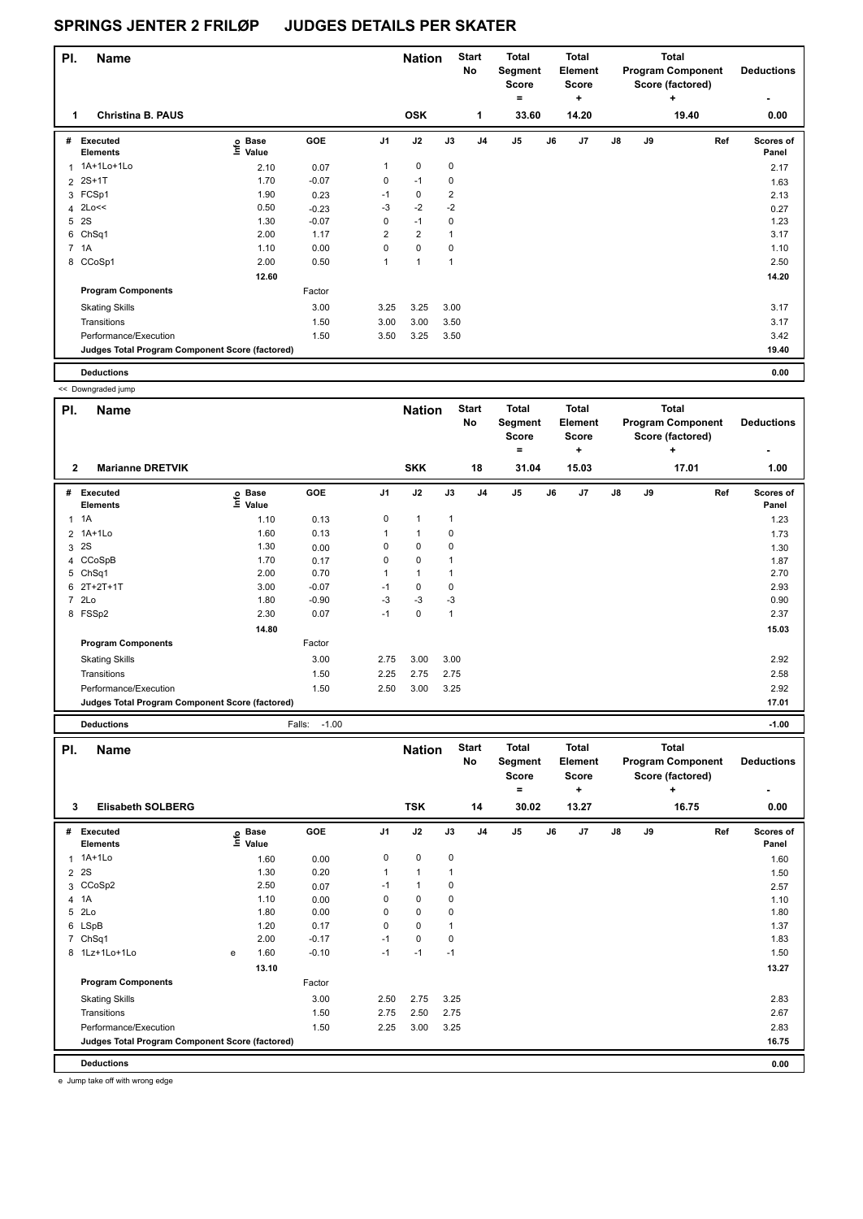# SPRINGS JENTER 2 FRILØP JUDGES DETAILS PER SKATER

| Pl. | Name | Nation | Start No | Total Segment Score = | Total Element Score + | Total Program Component Score (factored) + | Deductions - |
|---|---|---|---|---|---|---|---|
| 1 | Christina B. PAUS | OSK | 1 | 33.60 | 14.20 | 19.40 | 0.00 |

| # | Executed Elements | Info | Base Value | GOE | J1 | J2 | J3 | J4 | J5 | J6 | J7 | J8 | J9 | Ref | Scores of Panel |
|---|---|---|---|---|---|---|---|---|---|---|---|---|---|---|---|
| 1 | 1A+1Lo+1Lo | | 2.10 | 0.07 | 1 | 0 | 0 | | | | | | | | 2.17 |
| 2 | 2S+1T | | 1.70 | -0.07 | 0 | -1 | 0 | | | | | | | | 1.63 |
| 3 | FCSp1 | | 1.90 | 0.23 | -1 | 0 | 2 | | | | | | | | 2.13 |
| 4 | 2Lo<< | | 0.50 | -0.23 | -3 | -2 | -2 | | | | | | | | 0.27 |
| 5 | 2S | | 1.30 | -0.07 | 0 | -1 | 0 | | | | | | | | 1.23 |
| 6 | ChSq1 | | 2.00 | 1.17 | 2 | 2 | 1 | | | | | | | | 3.17 |
| 7 | 1A | | 1.10 | 0.00 | 0 | 0 | 0 | | | | | | | | 1.10 |
| 8 | CCoSp1 | | 2.00 | 0.50 | 1 | 1 | 1 | | | | | | | | 2.50 |
| | | | 12.60 | | | | | | | | | | | | 14.20 |
| | **Program Components** | | | Factor | | | | | | | | | | | |
| | Skating Skills | | | 3.00 | 3.25 | 3.25 | 3.00 | | | | | | | | 3.17 |
| | Transitions | | | 1.50 | 3.00 | 3.00 | 3.50 | | | | | | | | 3.17 |
| | Performance/Execution | | | 1.50 | 3.50 | 3.25 | 3.50 | | | | | | | | 3.42 |
| | **Judges Total Program Component Score (factored)** | | | | | | | | | | | | | | 19.40 |
| | **Deductions** | | | | | | | | | | | | | | 0.00 |

<< Downgraded jump

| Pl. | Name | Nation | Start No | Total Segment Score = | Total Element Score + | Total Program Component Score (factored) + | Deductions - |
|---|---|---|---|---|---|---|---|
| 2 | Marianne DRETVIK | SKK | 18 | 31.04 | 15.03 | 17.01 | 1.00 |

| # | Executed Elements | Info | Base Value | GOE | J1 | J2 | J3 | J4 | J5 | J6 | J7 | J8 | J9 | Ref | Scores of Panel |
|---|---|---|---|---|---|---|---|---|---|---|---|---|---|---|---|
| 1 | 1A | | 1.10 | 0.13 | 0 | 1 | 1 | | | | | | | | 1.23 |
| 2 | 1A+1Lo | | 1.60 | 0.13 | 1 | 1 | 0 | | | | | | | | 1.73 |
| 3 | 2S | | 1.30 | 0.00 | 0 | 0 | 0 | | | | | | | | 1.30 |
| 4 | CCoSpB | | 1.70 | 0.17 | 0 | 0 | 1 | | | | | | | | 1.87 |
| 5 | ChSq1 | | 2.00 | 0.70 | 1 | 1 | 1 | | | | | | | | 2.70 |
| 6 | 2T+2T+1T | | 3.00 | -0.07 | -1 | 0 | 0 | | | | | | | | 2.93 |
| 7 | 2Lo | | 1.80 | -0.90 | -3 | -3 | -3 | | | | | | | | 0.90 |
| 8 | FSSp2 | | 2.30 | 0.07 | -1 | 0 | 1 | | | | | | | | 2.37 |
| | | | 14.80 | | | | | | | | | | | | 15.03 |
| | **Program Components** | | | Factor | | | | | | | | | | | |
| | Skating Skills | | | 3.00 | 2.75 | 3.00 | 3.00 | | | | | | | | 2.92 |
| | Transitions | | | 1.50 | 2.25 | 2.75 | 2.75 | | | | | | | | 2.58 |
| | Performance/Execution | | | 1.50 | 2.50 | 3.00 | 3.25 | | | | | | | | 2.92 |
| | **Judges Total Program Component Score (factored)** | | | | | | | | | | | | | | 17.01 |
| | **Deductions** | | | Falls: -1.00 | | | | | | | | | | | -1.00 |

| Pl. | Name | Nation | Start No | Total Segment Score = | Total Element Score + | Total Program Component Score (factored) + | Deductions - |
|---|---|---|---|---|---|---|---|
| 3 | Elisabeth SOLBERG | TSK | 14 | 30.02 | 13.27 | 16.75 | 0.00 |

| # | Executed Elements | Info | Base Value | GOE | J1 | J2 | J3 | J4 | J5 | J6 | J7 | J8 | J9 | Ref | Scores of Panel |
|---|---|---|---|---|---|---|---|---|---|---|---|---|---|---|---|
| 1 | 1A+1Lo | | 1.60 | 0.00 | 0 | 0 | 0 | | | | | | | | 1.60 |
| 2 | 2S | | 1.30 | 0.20 | 1 | 1 | 1 | | | | | | | | 1.50 |
| 3 | CCoSp2 | | 2.50 | 0.07 | -1 | 1 | 0 | | | | | | | | 2.57 |
| 4 | 1A | | 1.10 | 0.00 | 0 | 0 | 0 | | | | | | | | 1.10 |
| 5 | 2Lo | | 1.80 | 0.00 | 0 | 0 | 0 | | | | | | | | 1.80 |
| 6 | LSpB | | 1.20 | 0.17 | 0 | 0 | 1 | | | | | | | | 1.37 |
| 7 | ChSq1 | | 2.00 | -0.17 | -1 | 0 | 0 | | | | | | | | 1.83 |
| 8 | 1Lz+1Lo+1Lo | e | 1.60 | -0.10 | -1 | -1 | -1 | | | | | | | | 1.50 |
| | | | 13.10 | | | | | | | | | | | | 13.27 |
| | **Program Components** | | | Factor | | | | | | | | | | | |
| | Skating Skills | | | 3.00 | 2.50 | 2.75 | 3.25 | | | | | | | | 2.83 |
| | Transitions | | | 1.50 | 2.75 | 2.50 | 2.75 | | | | | | | | 2.67 |
| | Performance/Execution | | | 1.50 | 2.25 | 3.00 | 3.25 | | | | | | | | 2.83 |
| | **Judges Total Program Component Score (factored)** | | | | | | | | | | | | | | 16.75 |
| | **Deductions** | | | | | | | | | | | | | | 0.00 |

e Jump take off with wrong edge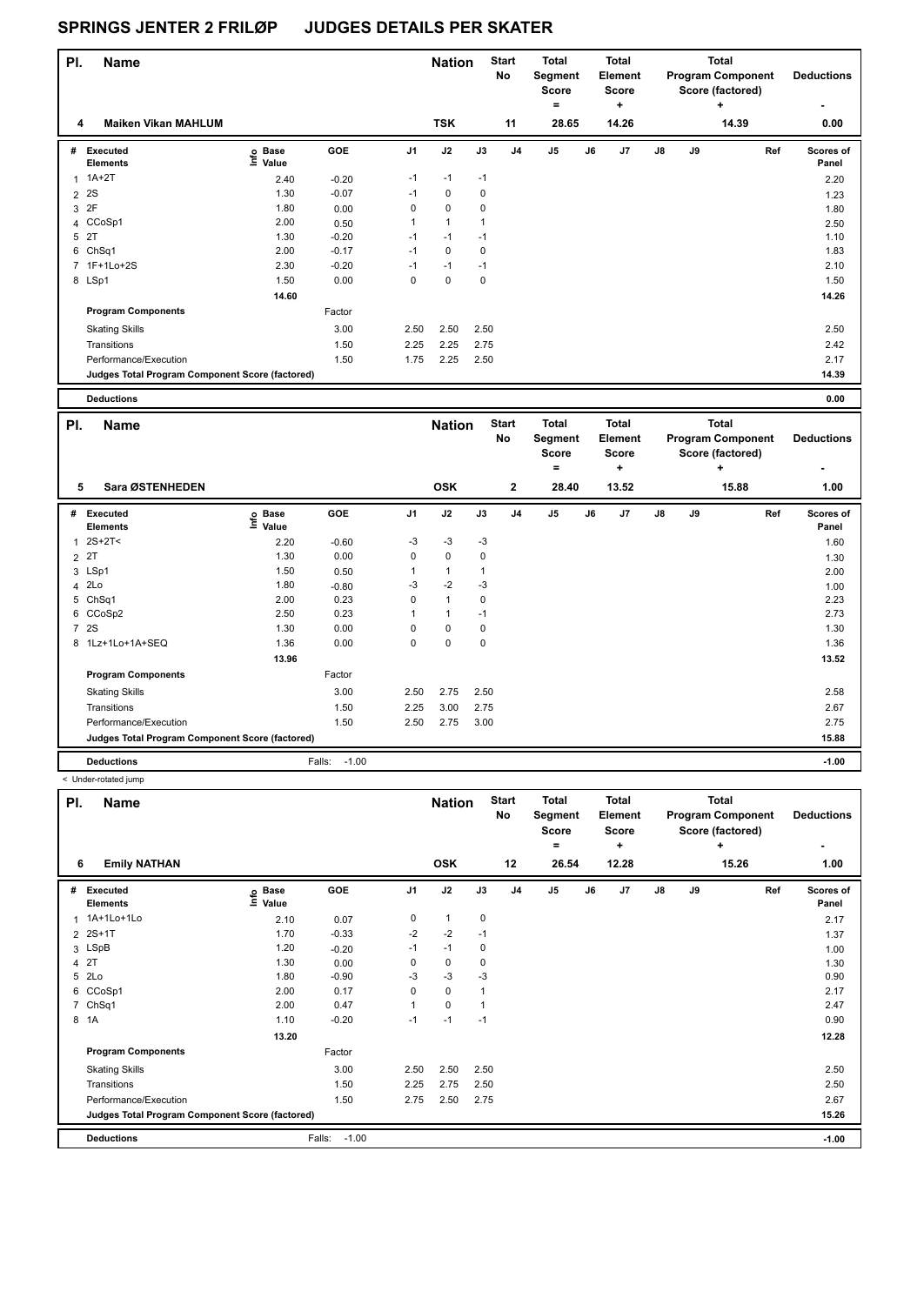# SPRINGS JENTER 2 FRILØP JUDGES DETAILS PER SKATER

| Pl. | Name | Nation | Start No | Total Segment Score = | Total Element Score + | Total Program Component Score (factored) + | Deductions - |
|---|---|---|---|---|---|---|---|
| 4 | Maiken Vikan MAHLUM | TSK | 11 | 28.65 | 14.26 | 14.39 | 0.00 |

| # | Executed Elements | Info | Base Value | GOE | J1 | J2 | J3 | J4 | J5 | J6 | J7 | J8 | J9 | Ref | Scores of Panel |
|---|---|---|---|---|---|---|---|---|---|---|---|---|---|---|---|
| 1 | 1A+2T | | 2.40 | -0.20 | -1 | -1 | -1 | | | | | | | | 2.20 |
| 2 | 2S | | 1.30 | -0.07 | -1 | 0 | 0 | | | | | | | | 1.23 |
| 3 | 2F | | 1.80 | 0.00 | 0 | 0 | 0 | | | | | | | | 1.80 |
| 4 | CCoSp1 | | 2.00 | 0.50 | 1 | 1 | 1 | | | | | | | | 2.50 |
| 5 | 2T | | 1.30 | -0.20 | -1 | -1 | -1 | | | | | | | | 1.10 |
| 6 | ChSq1 | | 2.00 | -0.17 | -1 | 0 | 0 | | | | | | | | 1.83 |
| 7 | 1F+1Lo+2S | | 2.30 | -0.20 | -1 | -1 | -1 | | | | | | | | 2.10 |
| 8 | LSp1 | | 1.50 | 0.00 | 0 | 0 | 0 | | | | | | | | 1.50 |
| | | | 14.60 | | | | | | | | | | | | 14.26 |
| | **Program Components** | | | Factor | | | | | | | | | | | |
| | Skating Skills | | | 3.00 | 2.50 | 2.50 | 2.50 | | | | | | | | 2.50 |
| | Transitions | | | 1.50 | 2.25 | 2.25 | 2.75 | | | | | | | | 2.42 |
| | Performance/Execution | | | 1.50 | 1.75 | 2.25 | 2.50 | | | | | | | | 2.17 |
| | **Judges Total Program Component Score (factored)** | | | | | | | | | | | | | | 14.39 |
| | **Deductions** | | | | | | | | | | | | | | 0.00 |

| Pl. | Name | Nation | Start No | Total Segment Score = | Total Element Score + | Total Program Component Score (factored) + | Deductions - |
|---|---|---|---|---|---|---|---|
| 5 | Sara ØSTENHEDEN | OSK | 2 | 28.40 | 13.52 | 15.88 | 1.00 |

| # | Executed Elements | Info | Base Value | GOE | J1 | J2 | J3 | J4 | J5 | J6 | J7 | J8 | J9 | Ref | Scores of Panel |
|---|---|---|---|---|---|---|---|---|---|---|---|---|---|---|---|
| 1 | 2S+2T< | | 2.20 | -0.60 | -3 | -3 | -3 | | | | | | | | 1.60 |
| 2 | 2T | | 1.30 | 0.00 | 0 | 0 | 0 | | | | | | | | 1.30 |
| 3 | LSp1 | | 1.50 | 0.50 | 1 | 1 | 1 | | | | | | | | 2.00 |
| 4 | 2Lo | | 1.80 | -0.80 | -3 | -2 | -3 | | | | | | | | 1.00 |
| 5 | ChSq1 | | 2.00 | 0.23 | 0 | 1 | 0 | | | | | | | | 2.23 |
| 6 | CCoSp2 | | 2.50 | 0.23 | 1 | 1 | -1 | | | | | | | | 2.73 |
| 7 | 2S | | 1.30 | 0.00 | 0 | 0 | 0 | | | | | | | | 1.30 |
| 8 | 1Lz+1Lo+1A+SEQ | | 1.36 | 0.00 | 0 | 0 | 0 | | | | | | | | 1.36 |
| | | | 13.96 | | | | | | | | | | | | 13.52 |
| | **Program Components** | | | Factor | | | | | | | | | | | |
| | Skating Skills | | | 3.00 | 2.50 | 2.75 | 2.50 | | | | | | | | 2.58 |
| | Transitions | | | 1.50 | 2.25 | 3.00 | 2.75 | | | | | | | | 2.67 |
| | Performance/Execution | | | 1.50 | 2.50 | 2.75 | 3.00 | | | | | | | | 2.75 |
| | **Judges Total Program Component Score (factored)** | | | | | | | | | | | | | | 15.88 |
| | **Deductions** | | | Falls: -1.00 | | | | | | | | | | | -1.00 |

< Under-rotated jump

| Pl. | Name | Nation | Start No | Total Segment Score = | Total Element Score + | Total Program Component Score (factored) + | Deductions - |
|---|---|---|---|---|---|---|---|
| 6 | Emily NATHAN | OSK | 12 | 26.54 | 12.28 | 15.26 | 1.00 |

| # | Executed Elements | Info | Base Value | GOE | J1 | J2 | J3 | J4 | J5 | J6 | J7 | J8 | J9 | Ref | Scores of Panel |
|---|---|---|---|---|---|---|---|---|---|---|---|---|---|---|---|
| 1 | 1A+1Lo+1Lo | | 2.10 | 0.07 | 0 | 1 | 0 | | | | | | | | 2.17 |
| 2 | 2S+1T | | 1.70 | -0.33 | -2 | -2 | -1 | | | | | | | | 1.37 |
| 3 | LSpB | | 1.20 | -0.20 | -1 | -1 | 0 | | | | | | | | 1.00 |
| 4 | 2T | | 1.30 | 0.00 | 0 | 0 | 0 | | | | | | | | 1.30 |
| 5 | 2Lo | | 1.80 | -0.90 | -3 | -3 | -3 | | | | | | | | 0.90 |
| 6 | CCoSp1 | | 2.00 | 0.17 | 0 | 0 | 1 | | | | | | | | 2.17 |
| 7 | ChSq1 | | 2.00 | 0.47 | 1 | 0 | 1 | | | | | | | | 2.47 |
| 8 | 1A | | 1.10 | -0.20 | -1 | -1 | -1 | | | | | | | | 0.90 |
| | | | 13.20 | | | | | | | | | | | | 12.28 |
| | **Program Components** | | | Factor | | | | | | | | | | | |
| | Skating Skills | | | 3.00 | 2.50 | 2.50 | 2.50 | | | | | | | | 2.50 |
| | Transitions | | | 1.50 | 2.25 | 2.75 | 2.50 | | | | | | | | 2.50 |
| | Performance/Execution | | | 1.50 | 2.75 | 2.50 | 2.75 | | | | | | | | 2.67 |
| | **Judges Total Program Component Score (factored)** | | | | | | | | | | | | | | 15.26 |
| | **Deductions** | | | Falls: -1.00 | | | | | | | | | | | -1.00 |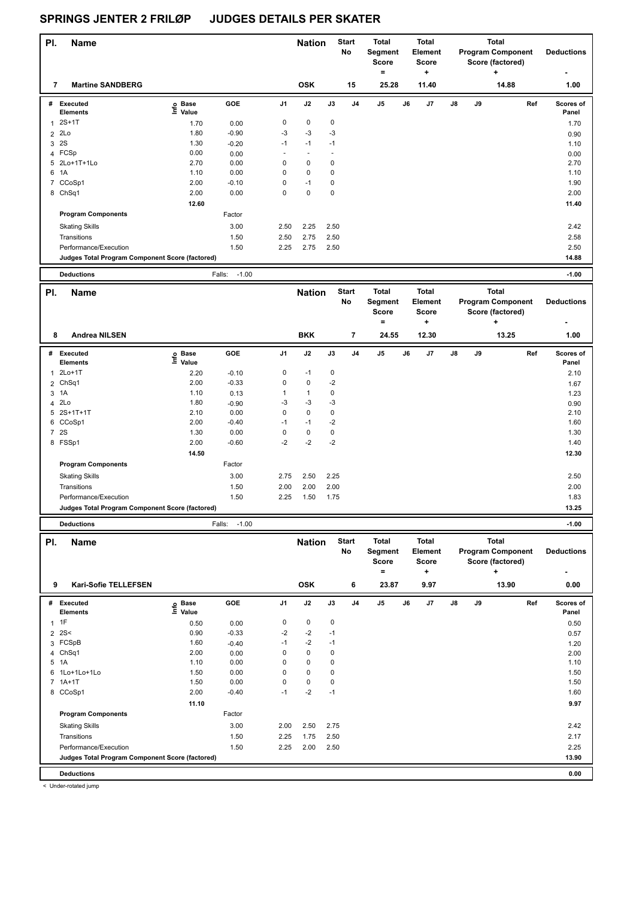# SPRINGS JENTER 2 FRILØP JUDGES DETAILS PER SKATER

| Pl. | Name | Nation | Start No | Total Segment Score = | Total Element Score + | Total Program Component Score (factored) + | Deductions - |
|---|---|---|---|---|---|---|---|
| 7 | Martine SANDBERG | OSK | 15 | 25.28 | 11.40 | 14.88 | 1.00 |

| # | Executed Elements | Info | Base Value | GOE | J1 | J2 | J3 | J4 | J5 | J6 | J7 | J8 | J9 | Ref | Scores of Panel |
|---|---|---|---|---|---|---|---|---|---|---|---|---|---|---|---|
| 1 | 2S+1T | | 1.70 | 0.00 | 0 | 0 | 0 | | | | | | | | 1.70 |
| 2 | 2Lo | | 1.80 | -0.90 | -3 | -3 | -3 | | | | | | | | 0.90 |
| 3 | 2S | | 1.30 | -0.20 | -1 | -1 | -1 | | | | | | | | 1.10 |
| 4 | FCSp | | 0.00 | 0.00 | - | - | - | | | | | | | | 0.00 |
| 5 | 2Lo+1T+1Lo | | 2.70 | 0.00 | 0 | 0 | 0 | | | | | | | | 2.70 |
| 6 | 1A | | 1.10 | 0.00 | 0 | 0 | 0 | | | | | | | | 1.10 |
| 7 | CCoSp1 | | 2.00 | -0.10 | 0 | -1 | 0 | | | | | | | | 1.90 |
| 8 | ChSq1 | | 2.00 | 0.00 | 0 | 0 | 0 | | | | | | | | 2.00 |
| | | | 12.60 | | | | | | | | | | | | 11.40 |
| | **Program Components** | | | Factor | | | | | | | | | | | |
| | Skating Skills | | | 3.00 | 2.50 | 2.25 | 2.50 | | | | | | | | 2.42 |
| | Transitions | | | 1.50 | 2.50 | 2.75 | 2.50 | | | | | | | | 2.58 |
| | Performance/Execution | | | 1.50 | 2.25 | 2.75 | 2.50 | | | | | | | | 2.50 |
| | **Judges Total Program Component Score (factored)** | | | | | | | | | | | | | | 14.88 |
| | **Deductions** | | | Falls: -1.00 | | | | | | | | | | | -1.00 |

| Pl. | Name | Nation | Start No | Total Segment Score = | Total Element Score + | Total Program Component Score (factored) + | Deductions - |
|---|---|---|---|---|---|---|---|
| 8 | Andrea NILSEN | BKK | 7 | 24.55 | 12.30 | 13.25 | 1.00 |

| # | Executed Elements | Info | Base Value | GOE | J1 | J2 | J3 | J4 | J5 | J6 | J7 | J8 | J9 | Ref | Scores of Panel |
|---|---|---|---|---|---|---|---|---|---|---|---|---|---|---|---|
| 1 | 2Lo+1T | | 2.20 | -0.10 | 0 | -1 | 0 | | | | | | | | 2.10 |
| 2 | ChSq1 | | 2.00 | -0.33 | 0 | 0 | -2 | | | | | | | | 1.67 |
| 3 | 1A | | 1.10 | 0.13 | 1 | 1 | 0 | | | | | | | | 1.23 |
| 4 | 2Lo | | 1.80 | -0.90 | -3 | -3 | -3 | | | | | | | | 0.90 |
| 5 | 2S+1T+1T | | 2.10 | 0.00 | 0 | 0 | 0 | | | | | | | | 2.10 |
| 6 | CCoSp1 | | 2.00 | -0.40 | -1 | -1 | -2 | | | | | | | | 1.60 |
| 7 | 2S | | 1.30 | 0.00 | 0 | 0 | 0 | | | | | | | | 1.30 |
| 8 | FSSp1 | | 2.00 | -0.60 | -2 | -2 | -2 | | | | | | | | 1.40 |
| | | | 14.50 | | | | | | | | | | | | 12.30 |
| | **Program Components** | | | Factor | | | | | | | | | | | |
| | Skating Skills | | | 3.00 | 2.75 | 2.50 | 2.25 | | | | | | | | 2.50 |
| | Transitions | | | 1.50 | 2.00 | 2.00 | 2.00 | | | | | | | | 2.00 |
| | Performance/Execution | | | 1.50 | 2.25 | 1.50 | 1.75 | | | | | | | | 1.83 |
| | **Judges Total Program Component Score (factored)** | | | | | | | | | | | | | | 13.25 |
| | **Deductions** | | | Falls: -1.00 | | | | | | | | | | | -1.00 |

| Pl. | Name | Nation | Start No | Total Segment Score = | Total Element Score + | Total Program Component Score (factored) + | Deductions - |
|---|---|---|---|---|---|---|---|
| 9 | Kari-Sofie TELLEFSEN | OSK | 6 | 23.87 | 9.97 | 13.90 | 0.00 |

| # | Executed Elements | Info | Base Value | GOE | J1 | J2 | J3 | J4 | J5 | J6 | J7 | J8 | J9 | Ref | Scores of Panel |
|---|---|---|---|---|---|---|---|---|---|---|---|---|---|---|---|
| 1 | 1F | | 0.50 | 0.00 | 0 | 0 | 0 | | | | | | | | 0.50 |
| 2 | 2S< | | 0.90 | -0.33 | -2 | -2 | -1 | | | | | | | | 0.57 |
| 3 | FCSpB | | 1.60 | -0.40 | -1 | -2 | -1 | | | | | | | | 1.20 |
| 4 | ChSq1 | | 2.00 | 0.00 | 0 | 0 | 0 | | | | | | | | 2.00 |
| 5 | 1A | | 1.10 | 0.00 | 0 | 0 | 0 | | | | | | | | 1.10 |
| 6 | 1Lo+1Lo+1Lo | | 1.50 | 0.00 | 0 | 0 | 0 | | | | | | | | 1.50 |
| 7 | 1A+1T | | 1.50 | 0.00 | 0 | 0 | 0 | | | | | | | | 1.50 |
| 8 | CCoSp1 | | 2.00 | -0.40 | -1 | -2 | -1 | | | | | | | | 1.60 |
| | | | 11.10 | | | | | | | | | | | | 9.97 |
| | **Program Components** | | | Factor | | | | | | | | | | | |
| | Skating Skills | | | 3.00 | 2.00 | 2.50 | 2.75 | | | | | | | | 2.42 |
| | Transitions | | | 1.50 | 2.25 | 1.75 | 2.50 | | | | | | | | 2.17 |
| | Performance/Execution | | | 1.50 | 2.25 | 2.00 | 2.50 | | | | | | | | 2.25 |
| | **Judges Total Program Component Score (factored)** | | | | | | | | | | | | | | 13.90 |
| | **Deductions** | | | | | | | | | | | | | | 0.00 |

< Under-rotated jump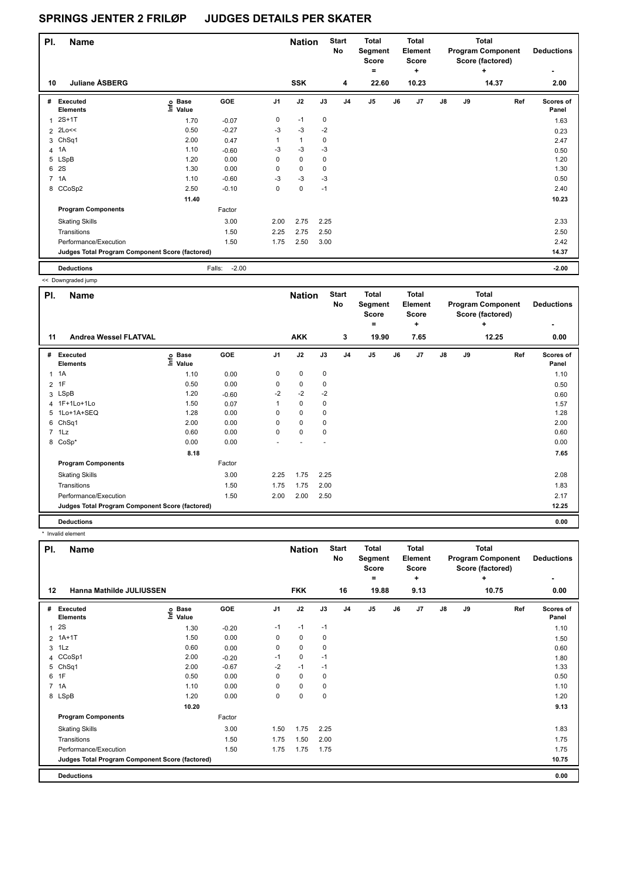# SPRINGS JENTER 2 FRILØP JUDGES DETAILS PER SKATER

| Pl. | Name | Nation | Start No | Total Segment Score = | Total Element Score + | Total Program Component Score (factored) + | Deductions - |
|---|---|---|---|---|---|---|---|
| 10 | Juliane ÅSBERG | SSK | 4 | 22.60 | 10.23 | 14.37 | 2.00 |

| # | Executed Elements | Info | Base Value | GOE | J1 | J2 | J3 | J4 | J5 | J6 | J7 | J8 | J9 | Ref | Scores of Panel |
|---|---|---|---|---|---|---|---|---|---|---|---|---|---|---|---|
| 1 | 2S+1T | | 1.70 | -0.07 | 0 | -1 | 0 | | | | | | | | 1.63 |
| 2 | 2Lo<< | | 0.50 | -0.27 | -3 | -3 | -2 | | | | | | | | 0.23 |
| 3 | ChSq1 | | 2.00 | 0.47 | 1 | 1 | 0 | | | | | | | | 2.47 |
| 4 | 1A | | 1.10 | -0.60 | -3 | -3 | -3 | | | | | | | | 0.50 |
| 5 | LSpB | | 1.20 | 0.00 | 0 | 0 | 0 | | | | | | | | 1.20 |
| 6 | 2S | | 1.30 | 0.00 | 0 | 0 | 0 | | | | | | | | 1.30 |
| 7 | 1A | | 1.10 | -0.60 | -3 | -3 | -3 | | | | | | | | 0.50 |
| 8 | CCoSp2 | | 2.50 | -0.10 | 0 | 0 | -1 | | | | | | | | 2.40 |
| | | | 11.40 | | | | | | | | | | | | 10.23 |
| | **Program Components** | | | Factor | | | | | | | | | | | |
| | Skating Skills | | | 3.00 | 2.00 | 2.75 | 2.25 | | | | | | | | 2.33 |
| | Transitions | | | 1.50 | 2.25 | 2.75 | 2.50 | | | | | | | | 2.50 |
| | Performance/Execution | | | 1.50 | 1.75 | 2.50 | 3.00 | | | | | | | | 2.42 |
| | **Judges Total Program Component Score (factored)** | | | | | | | | | | | | | | 14.37 |
| | **Deductions** | | | Falls: -2.00 | | | | | | | | | | | -2.00 |

<< Downgraded jump

| Pl. | Name | Nation | Start No | Total Segment Score = | Total Element Score + | Total Program Component Score (factored) + | Deductions - |
|---|---|---|---|---|---|---|---|
| 11 | Andrea Wessel FLATVAL | AKK | 3 | 19.90 | 7.65 | 12.25 | 0.00 |

| # | Executed Elements | Info | Base Value | GOE | J1 | J2 | J3 | J4 | J5 | J6 | J7 | J8 | J9 | Ref | Scores of Panel |
|---|---|---|---|---|---|---|---|---|---|---|---|---|---|---|---|
| 1 | 1A | | 1.10 | 0.00 | 0 | 0 | 0 | | | | | | | | 1.10 |
| 2 | 1F | | 0.50 | 0.00 | 0 | 0 | 0 | | | | | | | | 0.50 |
| 3 | LSpB | | 1.20 | -0.60 | -2 | -2 | -2 | | | | | | | | 0.60 |
| 4 | 1F+1Lo+1Lo | | 1.50 | 0.07 | 1 | 0 | 0 | | | | | | | | 1.57 |
| 5 | 1Lo+1A+SEQ | | 1.28 | 0.00 | 0 | 0 | 0 | | | | | | | | 1.28 |
| 6 | ChSq1 | | 2.00 | 0.00 | 0 | 0 | 0 | | | | | | | | 2.00 |
| 7 | 1Lz | | 0.60 | 0.00 | 0 | 0 | 0 | | | | | | | | 0.60 |
| 8 | CoSp* | | 0.00 | 0.00 | - | - | - | | | | | | | | 0.00 |
| | | | 8.18 | | | | | | | | | | | | 7.65 |
| | **Program Components** | | | Factor | | | | | | | | | | | |
| | Skating Skills | | | 3.00 | 2.25 | 1.75 | 2.25 | | | | | | | | 2.08 |
| | Transitions | | | 1.50 | 1.75 | 1.75 | 2.00 | | | | | | | | 1.83 |
| | Performance/Execution | | | 1.50 | 2.00 | 2.00 | 2.50 | | | | | | | | 2.17 |
| | **Judges Total Program Component Score (factored)** | | | | | | | | | | | | | | 12.25 |
| | **Deductions** | | | | | | | | | | | | | | 0.00 |

* Invalid element

| Pl. | Name | Nation | Start No | Total Segment Score = | Total Element Score + | Total Program Component Score (factored) + | Deductions - |
|---|---|---|---|---|---|---|---|
| 12 | Hanna Mathilde JULIUSSEN | FKK | 16 | 19.88 | 9.13 | 10.75 | 0.00 |

| # | Executed Elements | Info | Base Value | GOE | J1 | J2 | J3 | J4 | J5 | J6 | J7 | J8 | J9 | Ref | Scores of Panel |
|---|---|---|---|---|---|---|---|---|---|---|---|---|---|---|---|
| 1 | 2S | | 1.30 | -0.20 | -1 | -1 | -1 | | | | | | | | 1.10 |
| 2 | 1A+1T | | 1.50 | 0.00 | 0 | 0 | 0 | | | | | | | | 1.50 |
| 3 | 1Lz | | 0.60 | 0.00 | 0 | 0 | 0 | | | | | | | | 0.60 |
| 4 | CCoSp1 | | 2.00 | -0.20 | -1 | 0 | -1 | | | | | | | | 1.80 |
| 5 | ChSq1 | | 2.00 | -0.67 | -2 | -1 | -1 | | | | | | | | 1.33 |
| 6 | 1F | | 0.50 | 0.00 | 0 | 0 | 0 | | | | | | | | 0.50 |
| 7 | 1A | | 1.10 | 0.00 | 0 | 0 | 0 | | | | | | | | 1.10 |
| 8 | LSpB | | 1.20 | 0.00 | 0 | 0 | 0 | | | | | | | | 1.20 |
| | | | 10.20 | | | | | | | | | | | | 9.13 |
| | **Program Components** | | | Factor | | | | | | | | | | | |
| | Skating Skills | | | 3.00 | 1.50 | 1.75 | 2.25 | | | | | | | | 1.83 |
| | Transitions | | | 1.50 | 1.75 | 1.50 | 2.00 | | | | | | | | 1.75 |
| | Performance/Execution | | | 1.50 | 1.75 | 1.75 | 1.75 | | | | | | | | 1.75 |
| | **Judges Total Program Component Score (factored)** | | | | | | | | | | | | | | 10.75 |
| | **Deductions** | | | | | | | | | | | | | | 0.00 |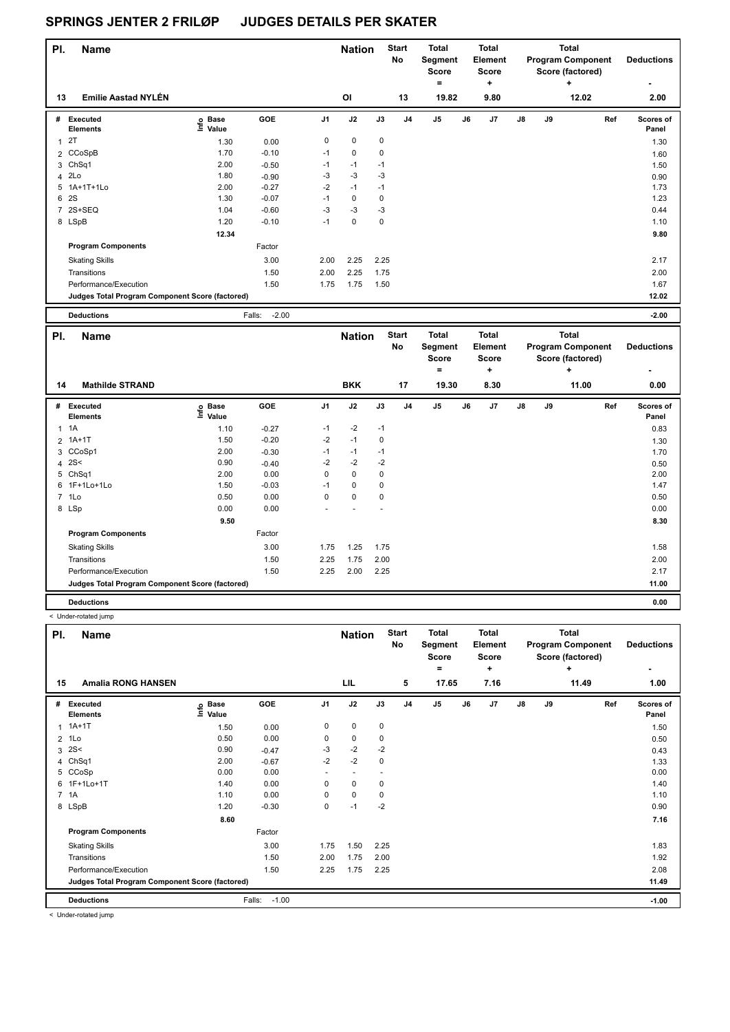# SPRINGS JENTER 2 FRILØP JUDGES DETAILS PER SKATER

| Pl. | Name | Nation | Start No | Total Segment Score = | Total Element Score + | Total Program Component Score (factored) + | Deductions - |
|---|---|---|---|---|---|---|---|
| 13 | Emilie Aastad NYLÉN | OI | 13 | 19.82 | 9.80 | 12.02 | 2.00 |

| # | Executed Elements | Info | Base Value | GOE | J1 | J2 | J3 | J4 | J5 | J6 | J7 | J8 | J9 | Ref | Scores of Panel |
|---|---|---|---|---|---|---|---|---|---|---|---|---|---|---|---|
| 1 | 2T | | 1.30 | 0.00 | 0 | 0 | 0 | | | | | | | | 1.30 |
| 2 | CCoSpB | | 1.70 | -0.10 | -1 | 0 | 0 | | | | | | | | 1.60 |
| 3 | ChSq1 | | 2.00 | -0.50 | -1 | -1 | -1 | | | | | | | | 1.50 |
| 4 | 2Lo | | 1.80 | -0.90 | -3 | -3 | -3 | | | | | | | | 0.90 |
| 5 | 1A+1T+1Lo | | 2.00 | -0.27 | -2 | -1 | -1 | | | | | | | | 1.73 |
| 6 | 2S | | 1.30 | -0.07 | -1 | 0 | 0 | | | | | | | | 1.23 |
| 7 | 2S+SEQ | | 1.04 | -0.60 | -3 | -3 | -3 | | | | | | | | 0.44 |
| 8 | LSpB | | 1.20 | -0.10 | -1 | 0 | 0 | | | | | | | | 1.10 |
| | | | 12.34 | | | | | | | | | | | | 9.80 |
| | Program Components | | | Factor | | | | | | | | | | | |
| | Skating Skills | | | 3.00 | 2.00 | 2.25 | 2.25 | | | | | | | | 2.17 |
| | Transitions | | | 1.50 | 2.00 | 2.25 | 1.75 | | | | | | | | 2.00 |
| | Performance/Execution | | | 1.50 | 1.75 | 1.75 | 1.50 | | | | | | | | 1.67 |
| | Judges Total Program Component Score (factored) | | | | | | | | | | | | | | 12.02 |
| | Deductions | | | Falls: -2.00 | | | | | | | | | | | -2.00 |

| Pl. | Name | Nation | Start No | Total Segment Score = | Total Element Score + | Total Program Component Score (factored) + | Deductions - |
|---|---|---|---|---|---|---|---|
| 14 | Mathilde STRAND | BKK | 17 | 19.30 | 8.30 | 11.00 | 0.00 |

| # | Executed Elements | Info | Base Value | GOE | J1 | J2 | J3 | J4 | J5 | J6 | J7 | J8 | J9 | Ref | Scores of Panel |
|---|---|---|---|---|---|---|---|---|---|---|---|---|---|---|---|
| 1 | 1A | | 1.10 | -0.27 | -1 | -2 | -1 | | | | | | | | 0.83 |
| 2 | 1A+1T | | 1.50 | -0.20 | -2 | -1 | 0 | | | | | | | | 1.30 |
| 3 | CCoSp1 | | 2.00 | -0.30 | -1 | -1 | -1 | | | | | | | | 1.70 |
| 4 | 2S< | | 0.90 | -0.40 | -2 | -2 | -2 | | | | | | | | 0.50 |
| 5 | ChSq1 | | 2.00 | 0.00 | 0 | 0 | 0 | | | | | | | | 2.00 |
| 6 | 1F+1Lo+1Lo | | 1.50 | -0.03 | -1 | 0 | 0 | | | | | | | | 1.47 |
| 7 | 1Lo | | 0.50 | 0.00 | 0 | 0 | 0 | | | | | | | | 0.50 |
| 8 | LSp | | 0.00 | 0.00 | - | - | - | | | | | | | | 0.00 |
| | | | 9.50 | | | | | | | | | | | | 8.30 |
| | Program Components | | | Factor | | | | | | | | | | | |
| | Skating Skills | | | 3.00 | 1.75 | 1.25 | 1.75 | | | | | | | | 1.58 |
| | Transitions | | | 1.50 | 2.25 | 1.75 | 2.00 | | | | | | | | 2.00 |
| | Performance/Execution | | | 1.50 | 2.25 | 2.00 | 2.25 | | | | | | | | 2.17 |
| | Judges Total Program Component Score (factored) | | | | | | | | | | | | | | 11.00 |
| | Deductions | | | | | | | | | | | | | | 0.00 |

< Under-rotated jump

| Pl. | Name | Nation | Start No | Total Segment Score = | Total Element Score + | Total Program Component Score (factored) + | Deductions - |
|---|---|---|---|---|---|---|---|
| 15 | Amalia RONG HANSEN | LIL | 5 | 17.65 | 7.16 | 11.49 | 1.00 |

| # | Executed Elements | Info | Base Value | GOE | J1 | J2 | J3 | J4 | J5 | J6 | J7 | J8 | J9 | Ref | Scores of Panel |
|---|---|---|---|---|---|---|---|---|---|---|---|---|---|---|---|
| 1 | 1A+1T | | 1.50 | 0.00 | 0 | 0 | 0 | | | | | | | | 1.50 |
| 2 | 1Lo | | 0.50 | 0.00 | 0 | 0 | 0 | | | | | | | | 0.50 |
| 3 | 2S< | | 0.90 | -0.47 | -3 | -2 | -2 | | | | | | | | 0.43 |
| 4 | ChSq1 | | 2.00 | -0.67 | -2 | -2 | 0 | | | | | | | | 1.33 |
| 5 | CCoSp | | 0.00 | 0.00 | - | - | - | | | | | | | | 0.00 |
| 6 | 1F+1Lo+1T | | 1.40 | 0.00 | 0 | 0 | 0 | | | | | | | | 1.40 |
| 7 | 1A | | 1.10 | 0.00 | 0 | 0 | 0 | | | | | | | | 1.10 |
| 8 | LSpB | | 1.20 | -0.30 | 0 | -1 | -2 | | | | | | | | 0.90 |
| | | | 8.60 | | | | | | | | | | | | 7.16 |
| | Program Components | | | Factor | | | | | | | | | | | |
| | Skating Skills | | | 3.00 | 1.75 | 1.50 | 2.25 | | | | | | | | 1.83 |
| | Transitions | | | 1.50 | 2.00 | 1.75 | 2.00 | | | | | | | | 1.92 |
| | Performance/Execution | | | 1.50 | 2.25 | 1.75 | 2.25 | | | | | | | | 2.08 |
| | Judges Total Program Component Score (factored) | | | | | | | | | | | | | | 11.49 |
| | Deductions | | | Falls: -1.00 | | | | | | | | | | | -1.00 |

< Under-rotated jump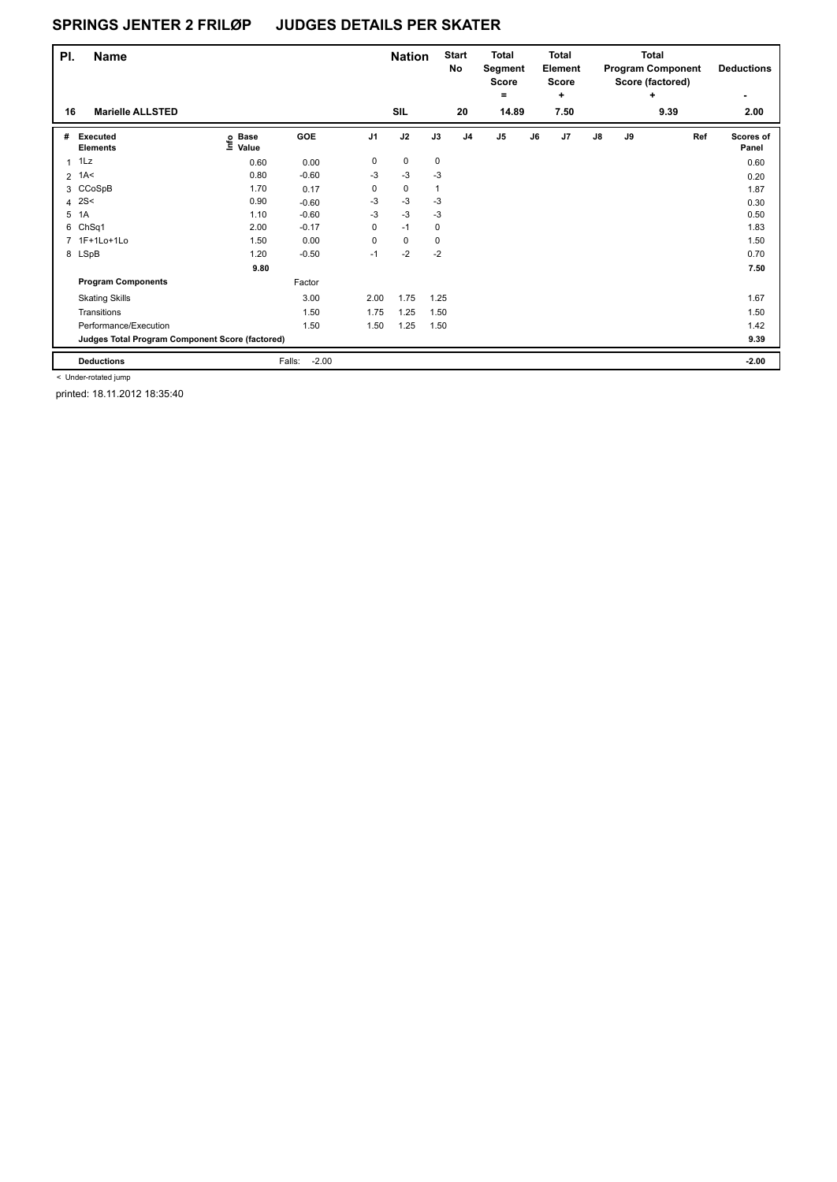# SPRINGS JENTER 2 FRILØP JUDGES DETAILS PER SKATER

| Pl. | Name | Nation | Start No | Total Segment Score = | Total Element Score + | Total Program Component Score (factored) + | Deductions - |
|---|---|---|---|---|---|---|---|
| 16 | Marielle ALLSTED | SIL | 20 | 14.89 | 7.50 | 9.39 | 2.00 |

| # | Executed Elements | Info | Base Value | GOE | J1 | J2 | J3 | J4 | J5 | J6 | J7 | J8 | J9 | Ref | Scores of Panel |
|---|---|---|---|---|---|---|---|---|---|---|---|---|---|---|---|
| 1 | 1Lz | | 0.60 | 0.00 | 0 | 0 | 0 | | | | | | | | 0.60 |
| 2 | 1A< | | 0.80 | -0.60 | -3 | -3 | -3 | | | | | | | | 0.20 |
| 3 | CCoSpB | | 1.70 | 0.17 | 0 | 0 | 1 | | | | | | | | 1.87 |
| 4 | 2S< | | 0.90 | -0.60 | -3 | -3 | -3 | | | | | | | | 0.30 |
| 5 | 1A | | 1.10 | -0.60 | -3 | -3 | -3 | | | | | | | | 0.50 |
| 6 | ChSq1 | | 2.00 | -0.17 | 0 | -1 | 0 | | | | | | | | 1.83 |
| 7 | 1F+1Lo+1Lo | | 1.50 | 0.00 | 0 | 0 | 0 | | | | | | | | 1.50 |
| 8 | LSpB | | 1.20 | -0.50 | -1 | -2 | -2 | | | | | | | | 0.70 |
| | | | 9.80 | | | | | | | | | | | | 7.50 |
| | **Program Components** | | | Factor | | | | | | | | | | | |
| | Skating Skills | | | 3.00 | 2.00 | 1.75 | 1.25 | | | | | | | | 1.67 |
| | Transitions | | | 1.50 | 1.75 | 1.25 | 1.50 | | | | | | | | 1.50 |
| | Performance/Execution | | | 1.50 | 1.50 | 1.25 | 1.50 | | | | | | | | 1.42 |
| | **Judges Total Program Component Score (factored)** | | | | | | | | | | | | | | 9.39 |
| | **Deductions** | | | Falls: -2.00 | | | | | | | | | | | -2.00 |

< Under-rotated jump

printed: 18.11.2012 18:35:40